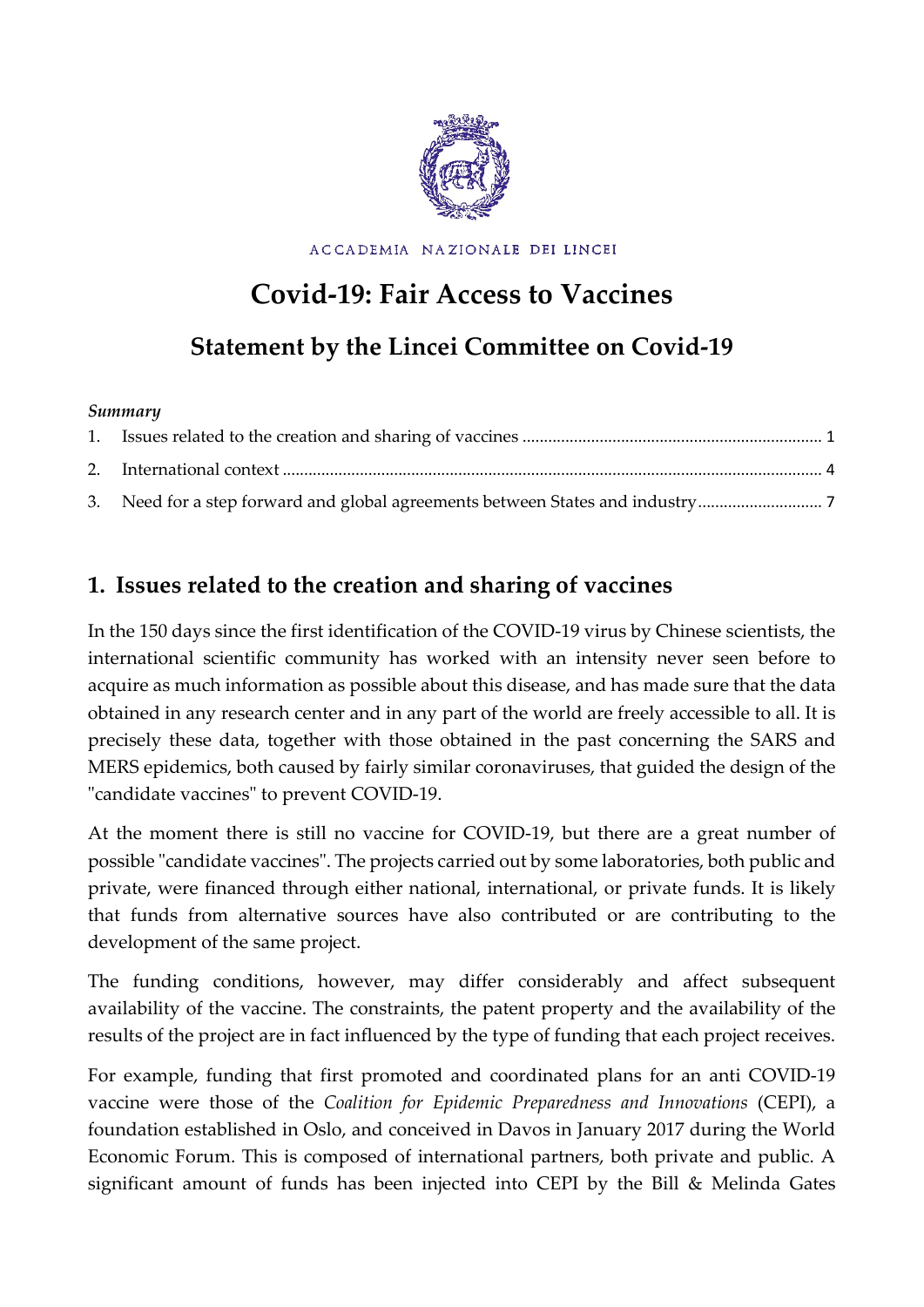ACCADEMIA NAZIONALE DEI LINCEI

# Covid-19: Fair Access to Vaccines

## Statement by the Lincei Committee on Covid-19

***Summary***

1. Issues related to the creation and sharing of vaccines ..................................................................... 1
2. International context ............................................................................................................................ 4
3. Need for a step forward and global agreements between States and industry ............................. 7

## 1. Issues related to the creation and sharing of vaccines

In the 150 days since the first identification of the COVID-19 virus by Chinese scientists, the international scientific community has worked with an intensity never seen before to acquire as much information as possible about this disease, and has made sure that the data obtained in any research center and in any part of the world are freely accessible to all. It is precisely these data, together with those obtained in the past concerning the SARS and MERS epidemics, both caused by fairly similar coronaviruses, that guided the design of the "candidate vaccines" to prevent COVID-19.

At the moment there is still no vaccine for COVID-19, but there are a great number of possible "candidate vaccines". The projects carried out by some laboratories, both public and private, were financed through either national, international, or private funds. It is likely that funds from alternative sources have also contributed or are contributing to the development of the same project.

The funding conditions, however, may differ considerably and affect subsequent availability of the vaccine. The constraints, the patent property and the availability of the results of the project are in fact influenced by the type of funding that each project receives.

For example, funding that first promoted and coordinated plans for an anti COVID-19 vaccine were those of the *Coalition for Epidemic Preparedness and Innovations* (CEPI), a foundation established in Oslo, and conceived in Davos in January 2017 during the World Economic Forum. This is composed of international partners, both private and public. A significant amount of funds has been injected into CEPI by the Bill & Melinda Gates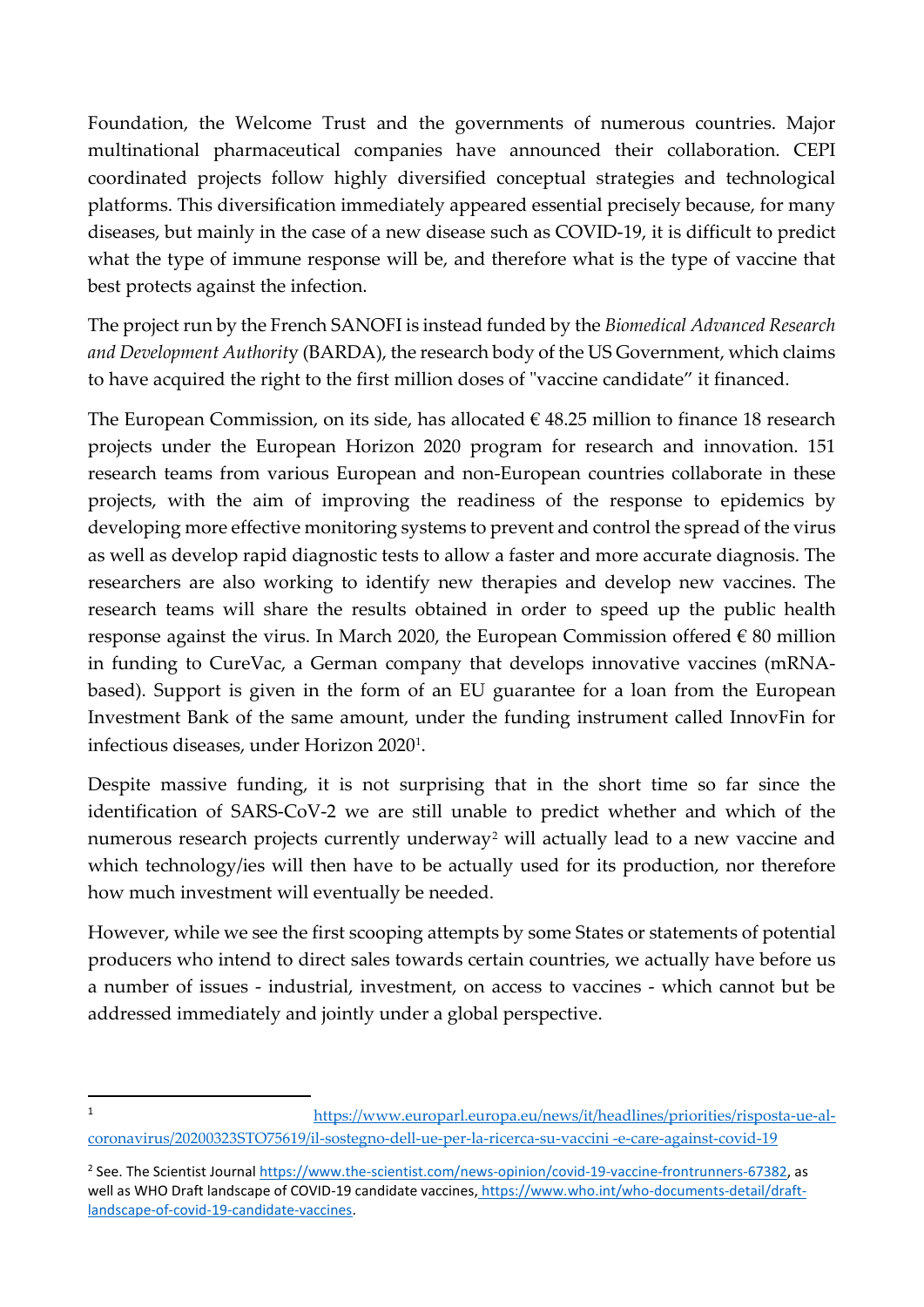Foundation, the Welcome Trust and the governments of numerous countries. Major multinational pharmaceutical companies have announced their collaboration. CEPI coordinated projects follow highly diversified conceptual strategies and technological platforms. This diversification immediately appeared essential precisely because, for many diseases, but mainly in the case of a new disease such as COVID-19, it is difficult to predict what the type of immune response will be, and therefore what is the type of vaccine that best protects against the infection.

The project run by the French SANOFI is instead funded by the *Biomedical Advanced Research and Development Authority* (BARDA), the research body of the US Government, which claims to have acquired the right to the first million doses of "vaccine candidate" it financed.

The European Commission, on its side, has allocated € 48.25 million to finance 18 research projects under the European Horizon 2020 program for research and innovation. 151 research teams from various European and non-European countries collaborate in these projects, with the aim of improving the readiness of the response to epidemics by developing more effective monitoring systems to prevent and control the spread of the virus as well as develop rapid diagnostic tests to allow a faster and more accurate diagnosis. The researchers are also working to identify new therapies and develop new vaccines. The research teams will share the results obtained in order to speed up the public health response against the virus. In March 2020, the European Commission offered € 80 million in funding to CureVac, a German company that develops innovative vaccines (mRNA-based). Support is given in the form of an EU guarantee for a loan from the European Investment Bank of the same amount, under the funding instrument called InnovFin for infectious diseases, under Horizon 2020[1].

Despite massive funding, it is not surprising that in the short time so far since the identification of SARS-CoV-2 we are still unable to predict whether and which of the numerous research projects currently underway[2] will actually lead to a new vaccine and which technology/ies will then have to be actually used for its production, nor therefore how much investment will eventually be needed.

However, while we see the first scooping attempts by some States or statements of potential producers who intend to direct sales towards certain countries, we actually have before us a number of issues - industrial, investment, on access to vaccines - which cannot but be addressed immediately and jointly under a global perspective.

---

[1] https://www.europarl.europa.eu/news/it/headlines/priorities/risposta-ue-al-coronavirus/20200323STO75619/il-sostegno-dell-ue-per-la-ricerca-su-vaccini -e-care-against-covid-19

[2] See. The Scientist Journal https://www.the-scientist.com/news-opinion/covid-19-vaccine-frontrunners-67382, as well as WHO Draft landscape of COVID-19 candidate vaccines, https://www.who.int/who-documents-detail/draft-landscape-of-covid-19-candidate-vaccines.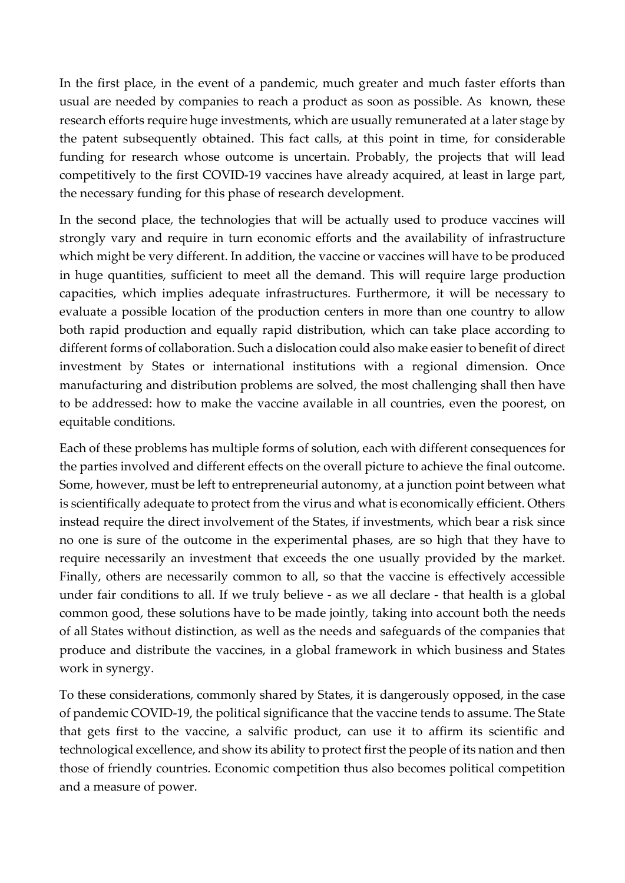In the first place, in the event of a pandemic, much greater and much faster efforts than usual are needed by companies to reach a product as soon as possible. As known, these research efforts require huge investments, which are usually remunerated at a later stage by the patent subsequently obtained. This fact calls, at this point in time, for considerable funding for research whose outcome is uncertain. Probably, the projects that will lead competitively to the first COVID-19 vaccines have already acquired, at least in large part, the necessary funding for this phase of research development.

In the second place, the technologies that will be actually used to produce vaccines will strongly vary and require in turn economic efforts and the availability of infrastructure which might be very different. In addition, the vaccine or vaccines will have to be produced in huge quantities, sufficient to meet all the demand. This will require large production capacities, which implies adequate infrastructures. Furthermore, it will be necessary to evaluate a possible location of the production centers in more than one country to allow both rapid production and equally rapid distribution, which can take place according to different forms of collaboration. Such a dislocation could also make easier to benefit of direct investment by States or international institutions with a regional dimension. Once manufacturing and distribution problems are solved, the most challenging shall then have to be addressed: how to make the vaccine available in all countries, even the poorest, on equitable conditions.

Each of these problems has multiple forms of solution, each with different consequences for the parties involved and different effects on the overall picture to achieve the final outcome. Some, however, must be left to entrepreneurial autonomy, at a junction point between what is scientifically adequate to protect from the virus and what is economically efficient. Others instead require the direct involvement of the States, if investments, which bear a risk since no one is sure of the outcome in the experimental phases, are so high that they have to require necessarily an investment that exceeds the one usually provided by the market. Finally, others are necessarily common to all, so that the vaccine is effectively accessible under fair conditions to all. If we truly believe - as we all declare - that health is a global common good, these solutions have to be made jointly, taking into account both the needs of all States without distinction, as well as the needs and safeguards of the companies that produce and distribute the vaccines, in a global framework in which business and States work in synergy.

To these considerations, commonly shared by States, it is dangerously opposed, in the case of pandemic COVID-19, the political significance that the vaccine tends to assume. The State that gets first to the vaccine, a salvific product, can use it to affirm its scientific and technological excellence, and show its ability to protect first the people of its nation and then those of friendly countries. Economic competition thus also becomes political competition and a measure of power.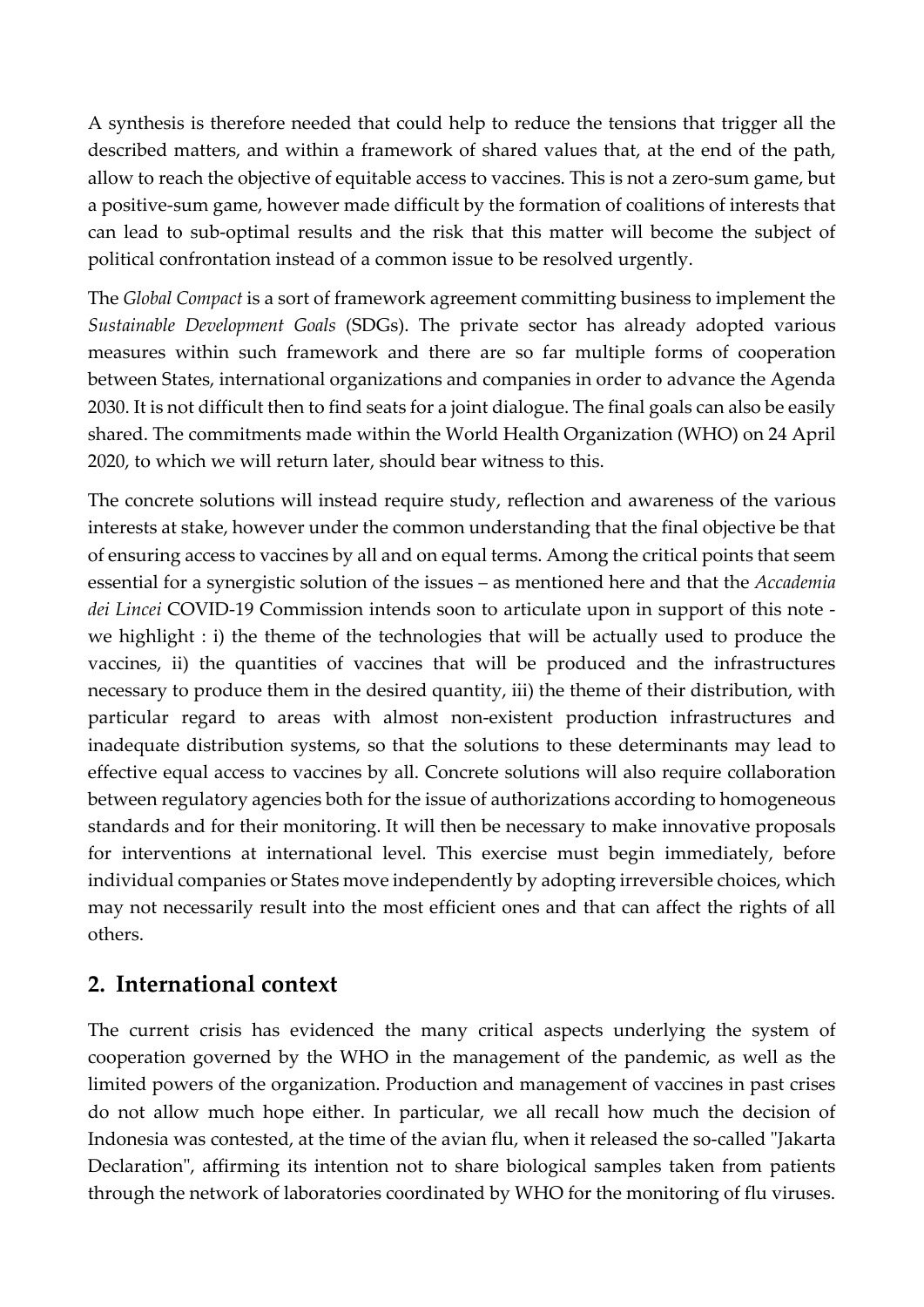A synthesis is therefore needed that could help to reduce the tensions that trigger all the described matters, and within a framework of shared values that, at the end of the path, allow to reach the objective of equitable access to vaccines. This is not a zero-sum game, but a positive-sum game, however made difficult by the formation of coalitions of interests that can lead to sub-optimal results and the risk that this matter will become the subject of political confrontation instead of a common issue to be resolved urgently.

The *Global Compact* is a sort of framework agreement committing business to implement the *Sustainable Development Goals* (SDGs). The private sector has already adopted various measures within such framework and there are so far multiple forms of cooperation between States, international organizations and companies in order to advance the Agenda 2030. It is not difficult then to find seats for a joint dialogue. The final goals can also be easily shared. The commitments made within the World Health Organization (WHO) on 24 April 2020, to which we will return later, should bear witness to this.

The concrete solutions will instead require study, reflection and awareness of the various interests at stake, however under the common understanding that the final objective be that of ensuring access to vaccines by all and on equal terms. Among the critical points that seem essential for a synergistic solution of the issues – as mentioned here and that the *Accademia dei Lincei* COVID-19 Commission intends soon to articulate upon in support of this note - we highlight : i) the theme of the technologies that will be actually used to produce the vaccines, ii) the quantities of vaccines that will be produced and the infrastructures necessary to produce them in the desired quantity, iii) the theme of their distribution, with particular regard to areas with almost non-existent production infrastructures and inadequate distribution systems, so that the solutions to these determinants may lead to effective equal access to vaccines by all. Concrete solutions will also require collaboration between regulatory agencies both for the issue of authorizations according to homogeneous standards and for their monitoring. It will then be necessary to make innovative proposals for interventions at international level. This exercise must begin immediately, before individual companies or States move independently by adopting irreversible choices, which may not necessarily result into the most efficient ones and that can affect the rights of all others.

## 2. International context

The current crisis has evidenced the many critical aspects underlying the system of cooperation governed by the WHO in the management of the pandemic, as well as the limited powers of the organization. Production and management of vaccines in past crises do not allow much hope either. In particular, we all recall how much the decision of Indonesia was contested, at the time of the avian flu, when it released the so-called "Jakarta Declaration", affirming its intention not to share biological samples taken from patients through the network of laboratories coordinated by WHO for the monitoring of flu viruses.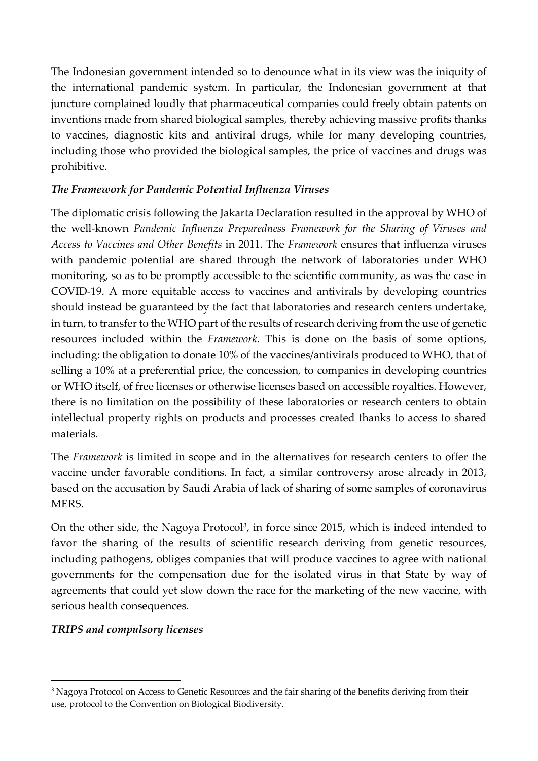The Indonesian government intended so to denounce what in its view was the iniquity of the international pandemic system. In particular, the Indonesian government at that juncture complained loudly that pharmaceutical companies could freely obtain patents on inventions made from shared biological samples, thereby achieving massive profits thanks to vaccines, diagnostic kits and antiviral drugs, while for many developing countries, including those who provided the biological samples, the price of vaccines and drugs was prohibitive.

### *The Framework for Pandemic Potential Influenza Viruses*

The diplomatic crisis following the Jakarta Declaration resulted in the approval by WHO of the well-known *Pandemic Influenza Preparedness Framework for the Sharing of Viruses and Access to Vaccines and Other Benefits* in 2011. The *Framework* ensures that influenza viruses with pandemic potential are shared through the network of laboratories under WHO monitoring, so as to be promptly accessible to the scientific community, as was the case in COVID-19. A more equitable access to vaccines and antivirals by developing countries should instead be guaranteed by the fact that laboratories and research centers undertake, in turn, to transfer to the WHO part of the results of research deriving from the use of genetic resources included within the *Framework*. This is done on the basis of some options, including: the obligation to donate 10% of the vaccines/antivirals produced to WHO, that of selling a 10% at a preferential price, the concession, to companies in developing countries or WHO itself, of free licenses or otherwise licenses based on accessible royalties. However, there is no limitation on the possibility of these laboratories or research centers to obtain intellectual property rights on products and processes created thanks to access to shared materials.

The *Framework* is limited in scope and in the alternatives for research centers to offer the vaccine under favorable conditions. In fact, a similar controversy arose already in 2013, based on the accusation by Saudi Arabia of lack of sharing of some samples of coronavirus MERS.

On the other side, the Nagoya Protocol[3], in force since 2015, which is indeed intended to favor the sharing of the results of scientific research deriving from genetic resources, including pathogens, obliges companies that will produce vaccines to agree with national governments for the compensation due for the isolated virus in that State by way of agreements that could yet slow down the race for the marketing of the new vaccine, with serious health consequences.

### *TRIPS and compulsory licenses*

---

[3] Nagoya Protocol on Access to Genetic Resources and the fair sharing of the benefits deriving from their use, protocol to the Convention on Biological Biodiversity.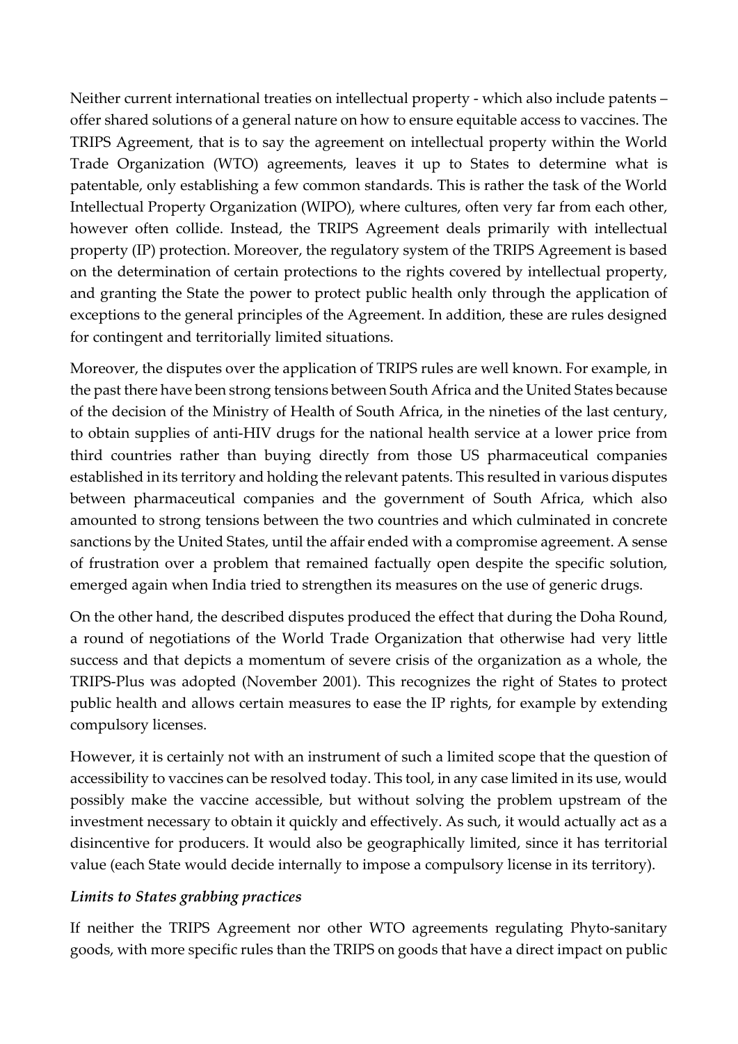Neither current international treaties on intellectual property - which also include patents – offer shared solutions of a general nature on how to ensure equitable access to vaccines. The TRIPS Agreement, that is to say the agreement on intellectual property within the World Trade Organization (WTO) agreements, leaves it up to States to determine what is patentable, only establishing a few common standards. This is rather the task of the World Intellectual Property Organization (WIPO), where cultures, often very far from each other, however often collide. Instead, the TRIPS Agreement deals primarily with intellectual property (IP) protection. Moreover, the regulatory system of the TRIPS Agreement is based on the determination of certain protections to the rights covered by intellectual property, and granting the State the power to protect public health only through the application of exceptions to the general principles of the Agreement. In addition, these are rules designed for contingent and territorially limited situations.

Moreover, the disputes over the application of TRIPS rules are well known. For example, in the past there have been strong tensions between South Africa and the United States because of the decision of the Ministry of Health of South Africa, in the nineties of the last century, to obtain supplies of anti-HIV drugs for the national health service at a lower price from third countries rather than buying directly from those US pharmaceutical companies established in its territory and holding the relevant patents. This resulted in various disputes between pharmaceutical companies and the government of South Africa, which also amounted to strong tensions between the two countries and which culminated in concrete sanctions by the United States, until the affair ended with a compromise agreement. A sense of frustration over a problem that remained factually open despite the specific solution, emerged again when India tried to strengthen its measures on the use of generic drugs.

On the other hand, the described disputes produced the effect that during the Doha Round, a round of negotiations of the World Trade Organization that otherwise had very little success and that depicts a momentum of severe crisis of the organization as a whole, the TRIPS-Plus was adopted (November 2001). This recognizes the right of States to protect public health and allows certain measures to ease the IP rights, for example by extending compulsory licenses.

However, it is certainly not with an instrument of such a limited scope that the question of accessibility to vaccines can be resolved today. This tool, in any case limited in its use, would possibly make the vaccine accessible, but without solving the problem upstream of the investment necessary to obtain it quickly and effectively. As such, it would actually act as a disincentive for producers. It would also be geographically limited, since it has territorial value (each State would decide internally to impose a compulsory license in its territory).

### *Limits to States grabbing practices*

If neither the TRIPS Agreement nor other WTO agreements regulating Phyto-sanitary goods, with more specific rules than the TRIPS on goods that have a direct impact on public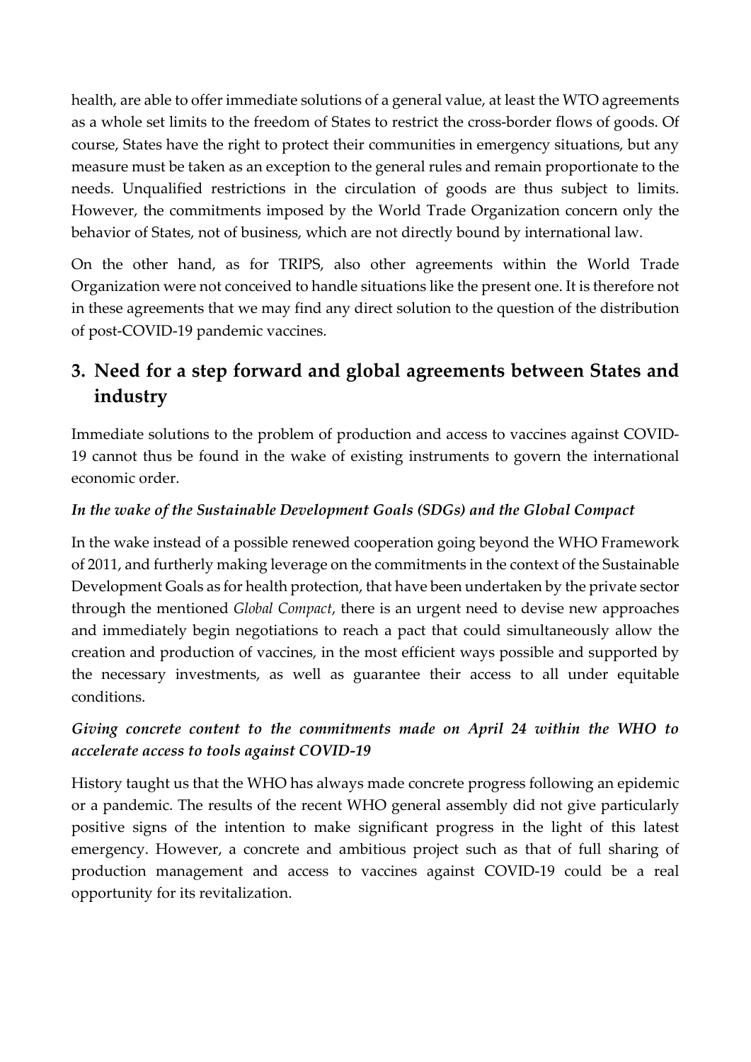health, are able to offer immediate solutions of a general value, at least the WTO agreements as a whole set limits to the freedom of States to restrict the cross-border flows of goods. Of course, States have the right to protect their communities in emergency situations, but any measure must be taken as an exception to the general rules and remain proportionate to the needs. Unqualified restrictions in the circulation of goods are thus subject to limits. However, the commitments imposed by the World Trade Organization concern only the behavior of States, not of business, which are not directly bound by international law.

On the other hand, as for TRIPS, also other agreements within the World Trade Organization were not conceived to handle situations like the present one. It is therefore not in these agreements that we may find any direct solution to the question of the distribution of post-COVID-19 pandemic vaccines.

## 3. Need for a step forward and global agreements between States and industry

Immediate solutions to the problem of production and access to vaccines against COVID-19 cannot thus be found in the wake of existing instruments to govern the international economic order.

***In the wake of the Sustainable Development Goals (SDGs) and the Global Compact***

In the wake instead of a possible renewed cooperation going beyond the WHO Framework of 2011, and furtherly making leverage on the commitments in the context of the Sustainable Development Goals as for health protection, that have been undertaken by the private sector through the mentioned *Global Compact*, there is an urgent need to devise new approaches and immediately begin negotiations to reach a pact that could simultaneously allow the creation and production of vaccines, in the most efficient ways possible and supported by the necessary investments, as well as guarantee their access to all under equitable conditions.

***Giving concrete content to the commitments made on April 24 within the WHO to accelerate access to tools against COVID-19***

History taught us that the WHO has always made concrete progress following an epidemic or a pandemic. The results of the recent WHO general assembly did not give particularly positive signs of the intention to make significant progress in the light of this latest emergency. However, a concrete and ambitious project such as that of full sharing of production management and access to vaccines against COVID-19 could be a real opportunity for its revitalization.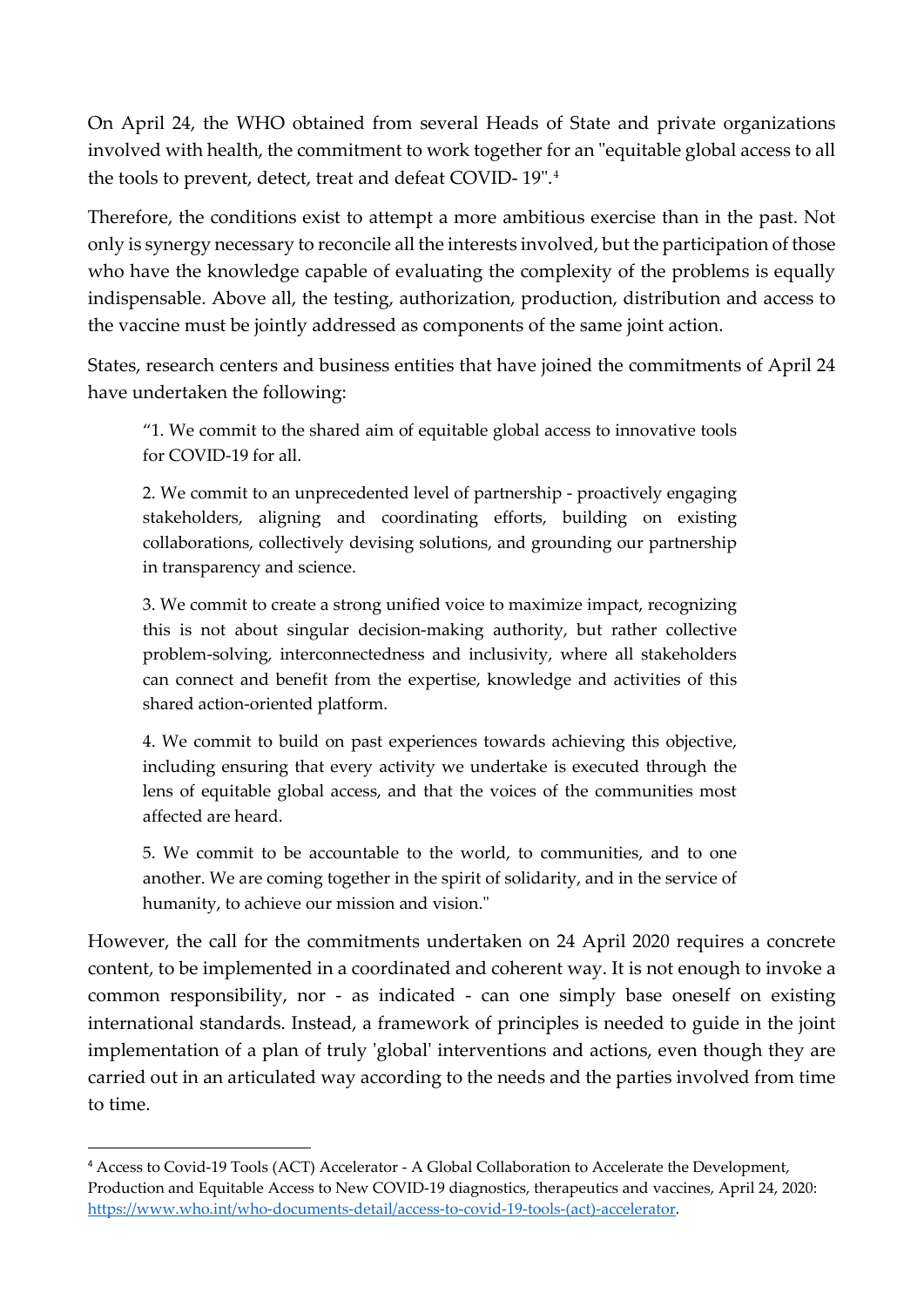On April 24, the WHO obtained from several Heads of State and private organizations involved with health, the commitment to work together for an "equitable global access to all the tools to prevent, detect, treat and defeat COVID- 19".[4]

Therefore, the conditions exist to attempt a more ambitious exercise than in the past. Not only is synergy necessary to reconcile all the interests involved, but the participation of those who have the knowledge capable of evaluating the complexity of the problems is equally indispensable. Above all, the testing, authorization, production, distribution and access to the vaccine must be jointly addressed as components of the same joint action.

States, research centers and business entities that have joined the commitments of April 24 have undertaken the following:

> "1. We commit to the shared aim of equitable global access to innovative tools for COVID-19 for all.
>
> 2. We commit to an unprecedented level of partnership - proactively engaging stakeholders, aligning and coordinating efforts, building on existing collaborations, collectively devising solutions, and grounding our partnership in transparency and science.
>
> 3. We commit to create a strong unified voice to maximize impact, recognizing this is not about singular decision-making authority, but rather collective problem-solving, interconnectedness and inclusivity, where all stakeholders can connect and benefit from the expertise, knowledge and activities of this shared action-oriented platform.
>
> 4. We commit to build on past experiences towards achieving this objective, including ensuring that every activity we undertake is executed through the lens of equitable global access, and that the voices of the communities most affected are heard.
>
> 5. We commit to be accountable to the world, to communities, and to one another. We are coming together in the spirit of solidarity, and in the service of humanity, to achieve our mission and vision."

However, the call for the commitments undertaken on 24 April 2020 requires a concrete content, to be implemented in a coordinated and coherent way. It is not enough to invoke a common responsibility, nor - as indicated - can one simply base oneself on existing international standards. Instead, a framework of principles is needed to guide in the joint implementation of a plan of truly 'global' interventions and actions, even though they are carried out in an articulated way according to the needs and the parties involved from time to time.

---

[4] Access to Covid-19 Tools (ACT) Accelerator - A Global Collaboration to Accelerate the Development, Production and Equitable Access to New COVID-19 diagnostics, therapeutics and vaccines, April 24, 2020: https://www.who.int/who-documents-detail/access-to-covid-19-tools-(act)-accelerator.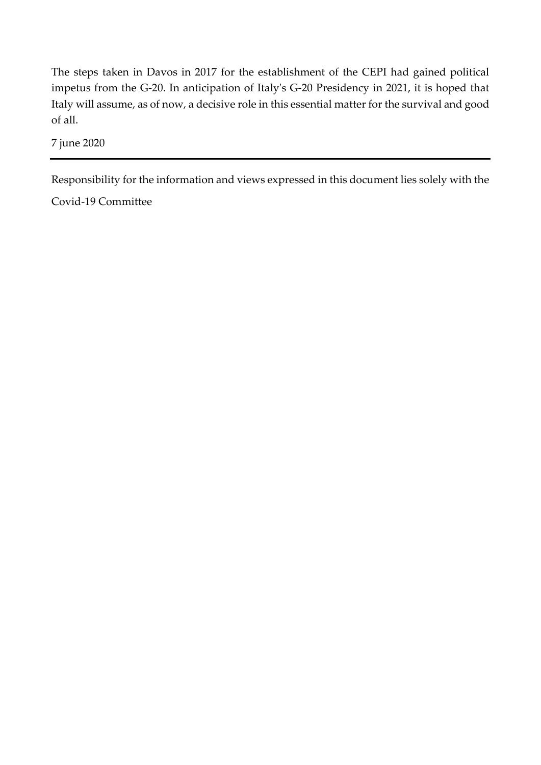The steps taken in Davos in 2017 for the establishment of the CEPI had gained political impetus from the G-20. In anticipation of Italy's G-20 Presidency in 2021, it is hoped that Italy will assume, as of now, a decisive role in this essential matter for the survival and good of all.

7 june 2020

---

Responsibility for the information and views expressed in this document lies solely with the Covid-19 Committee